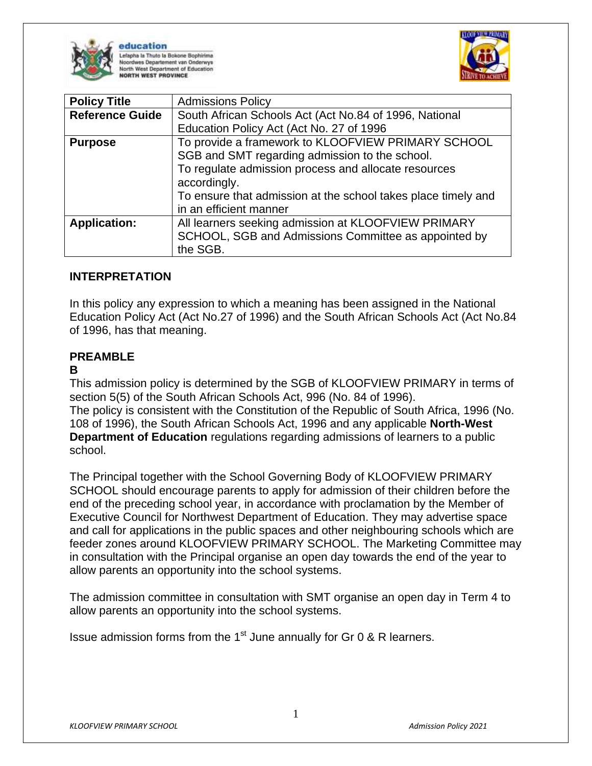| Policy Title | Admissions Policy |
|---|---|
| **Reference Guide** | South African Schools Act (Act No.84 of 1996, National Education Policy Act (Act No. 27 of 1996 |
| **Purpose** | To provide a framework to KLOOFVIEW PRIMARY SCHOOL SGB and SMT regarding admission to the school.<br>To regulate admission process and allocate resources accordingly.<br>To ensure that admission at the school takes place timely and in an efficient manner |
| **Application:** | All learners seeking admission at KLOOFVIEW PRIMARY SCHOOL, SGB and Admissions Committee as appointed by the SGB. |

## INTERPRETATION

In this policy any expression to which a meaning has been assigned in the National Education Policy Act (Act No.27 of 1996) and the South African Schools Act (Act No.84 of 1996), has that meaning.

## PREAMBLE

**B**

This admission policy is determined by the SGB of KLOOFVIEW PRIMARY in terms of section 5(5) of the South African Schools Act, 996 (No. 84 of 1996).
The policy is consistent with the Constitution of the Republic of South Africa, 1996 (No. 108 of 1996), the South African Schools Act, 1996 and any applicable **North-West Department of Education** regulations regarding admissions of learners to a public school.

The Principal together with the School Governing Body of KLOOFVIEW PRIMARY SCHOOL should encourage parents to apply for admission of their children before the end of the preceding school year, in accordance with proclamation by the Member of Executive Council for Northwest Department of Education. They may advertise space and call for applications in the public spaces and other neighbouring schools which are feeder zones around KLOOFVIEW PRIMARY SCHOOL. The Marketing Committee may in consultation with the Principal organise an open day towards the end of the year to allow parents an opportunity into the school systems.

The admission committee in consultation with SMT organise an open day in Term 4 to allow parents an opportunity into the school systems.

Issue admission forms from the 1st June annually for Gr 0 & R learners.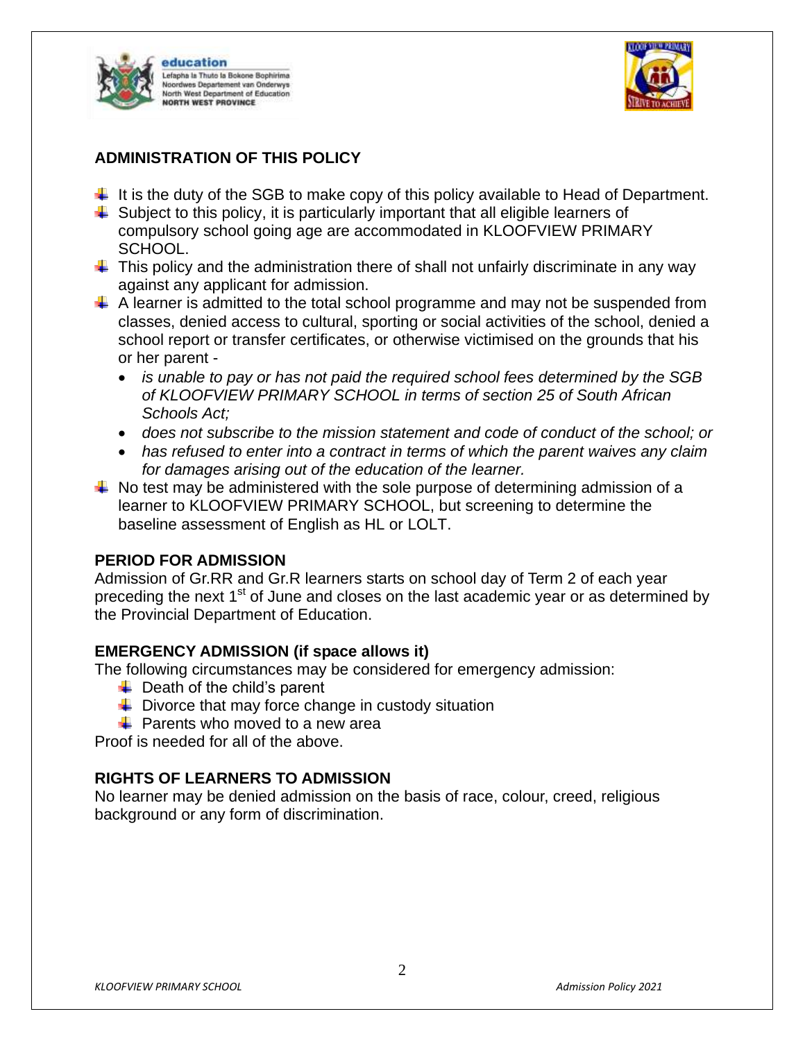## ADMINISTRATION OF THIS POLICY

- It is the duty of the SGB to make copy of this policy available to Head of Department.
- Subject to this policy, it is particularly important that all eligible learners of compulsory school going age are accommodated in KLOOFVIEW PRIMARY SCHOOL.
- This policy and the administration there of shall not unfairly discriminate in any way against any applicant for admission.
- A learner is admitted to the total school programme and may not be suspended from classes, denied access to cultural, sporting or social activities of the school, denied a school report or transfer certificates, or otherwise victimised on the grounds that his or her parent -
  - *is unable to pay or has not paid the required school fees determined by the SGB of KLOOFVIEW PRIMARY SCHOOL in terms of section 25 of South African Schools Act;*
  - *does not subscribe to the mission statement and code of conduct of the school; or*
  - *has refused to enter into a contract in terms of which the parent waives any claim for damages arising out of the education of the learner.*
- No test may be administered with the sole purpose of determining admission of a learner to KLOOFVIEW PRIMARY SCHOOL, but screening to determine the baseline assessment of English as HL or LOLT.

## PERIOD FOR ADMISSION

Admission of Gr.RR and Gr.R learners starts on school day of Term 2 of each year preceding the next 1st of June and closes on the last academic year or as determined by the Provincial Department of Education.

## EMERGENCY ADMISSION (if space allows it)

The following circumstances may be considered for emergency admission:

- Death of the child's parent
- Divorce that may force change in custody situation
- Parents who moved to a new area

Proof is needed for all of the above.

## RIGHTS OF LEARNERS TO ADMISSION

No learner may be denied admission on the basis of race, colour, creed, religious background or any form of discrimination.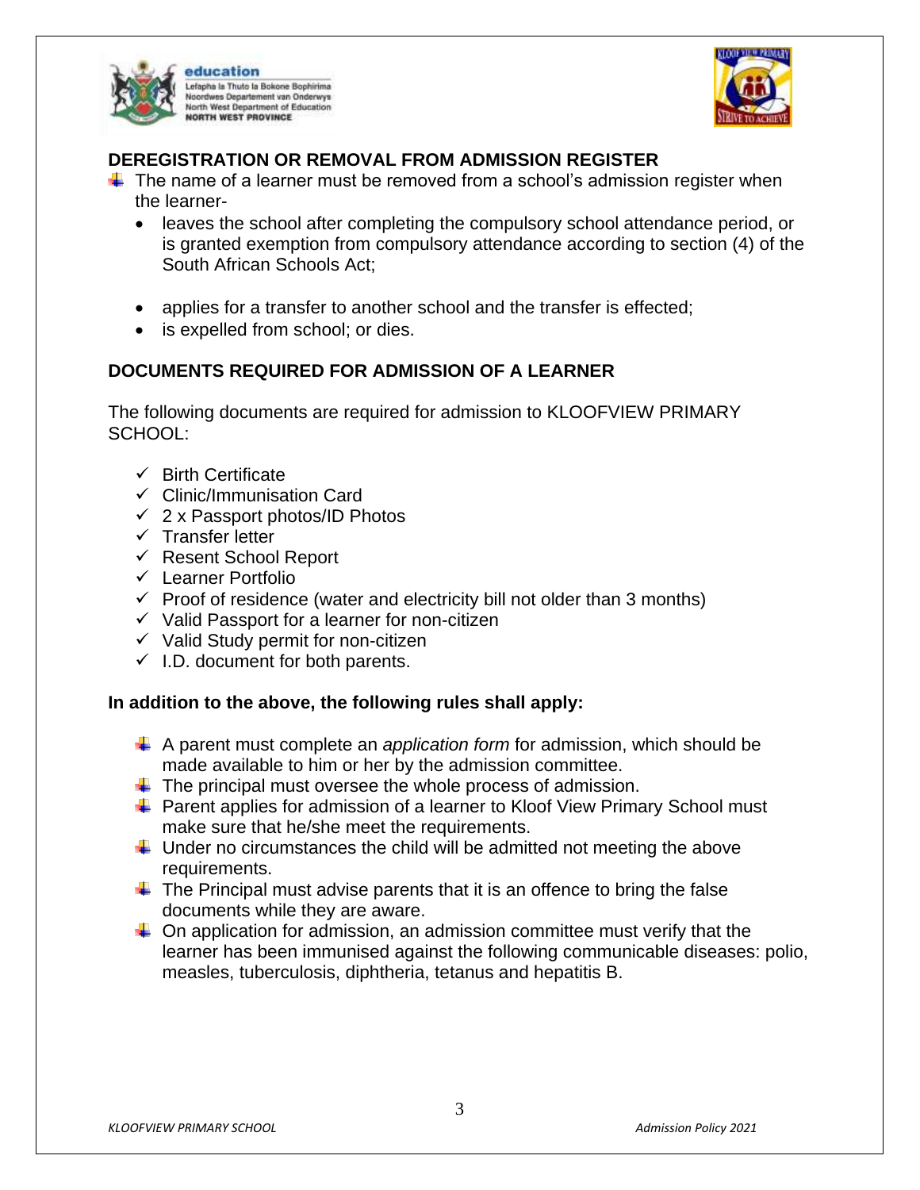## DEREGISTRATION OR REMOVAL FROM ADMISSION REGISTER

- The name of a learner must be removed from a school's admission register when the learner-
  - leaves the school after completing the compulsory school attendance period, or is granted exemption from compulsory attendance according to section (4) of the South African Schools Act;
  - applies for a transfer to another school and the transfer is effected;
  - is expelled from school; or dies.

## DOCUMENTS REQUIRED FOR ADMISSION OF A LEARNER

The following documents are required for admission to KLOOFVIEW PRIMARY SCHOOL:

- ✓ Birth Certificate
- ✓ Clinic/Immunisation Card
- ✓ 2 x Passport photos/ID Photos
- ✓ Transfer letter
- ✓ Resent School Report
- ✓ Learner Portfolio
- ✓ Proof of residence (water and electricity bill not older than 3 months)
- ✓ Valid Passport for a learner for non-citizen
- ✓ Valid Study permit for non-citizen
- ✓ I.D. document for both parents.

**In addition to the above, the following rules shall apply:**

- A parent must complete an *application form* for admission, which should be made available to him or her by the admission committee.
- The principal must oversee the whole process of admission.
- Parent applies for admission of a learner to Kloof View Primary School must make sure that he/she meet the requirements.
- Under no circumstances the child will be admitted not meeting the above requirements.
- The Principal must advise parents that it is an offence to bring the false documents while they are aware.
- On application for admission, an admission committee must verify that the learner has been immunised against the following communicable diseases: polio, measles, tuberculosis, diphtheria, tetanus and hepatitis B.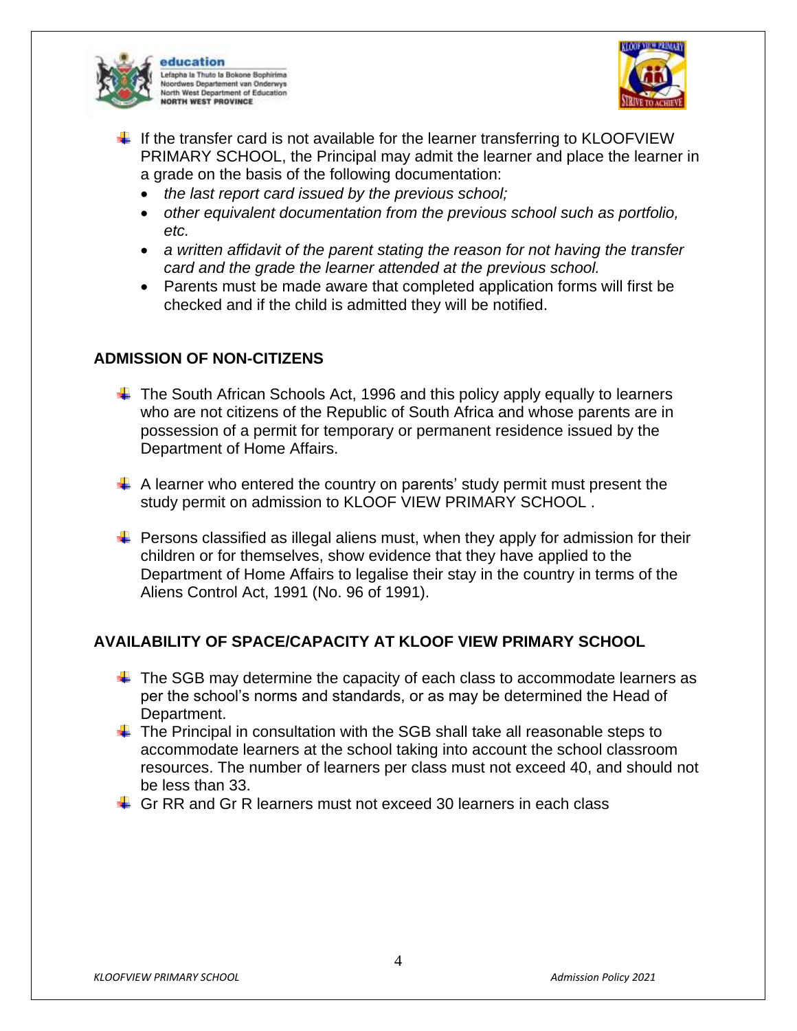- If the transfer card is not available for the learner transferring to KLOOFVIEW PRIMARY SCHOOL, the Principal may admit the learner and place the learner in a grade on the basis of the following documentation:
  - *the last report card issued by the previous school;*
  - *other equivalent documentation from the previous school such as portfolio, etc.*
  - *a written affidavit of the parent stating the reason for not having the transfer card and the grade the learner attended at the previous school.*
  - Parents must be made aware that completed application forms will first be checked and if the child is admitted they will be notified.

## ADMISSION OF NON-CITIZENS

- The South African Schools Act, 1996 and this policy apply equally to learners who are not citizens of the Republic of South Africa and whose parents are in possession of a permit for temporary or permanent residence issued by the Department of Home Affairs.

- A learner who entered the country on parents' study permit must present the study permit on admission to KLOOF VIEW PRIMARY SCHOOL .

- Persons classified as illegal aliens must, when they apply for admission for their children or for themselves, show evidence that they have applied to the Department of Home Affairs to legalise their stay in the country in terms of the Aliens Control Act, 1991 (No. 96 of 1991).

## AVAILABILITY OF SPACE/CAPACITY AT KLOOF VIEW PRIMARY SCHOOL

- The SGB may determine the capacity of each class to accommodate learners as per the school's norms and standards, or as may be determined the Head of Department.
- The Principal in consultation with the SGB shall take all reasonable steps to accommodate learners at the school taking into account the school classroom resources. The number of learners per class must not exceed 40, and should not be less than 33.
- Gr RR and Gr R learners must not exceed 30 learners in each class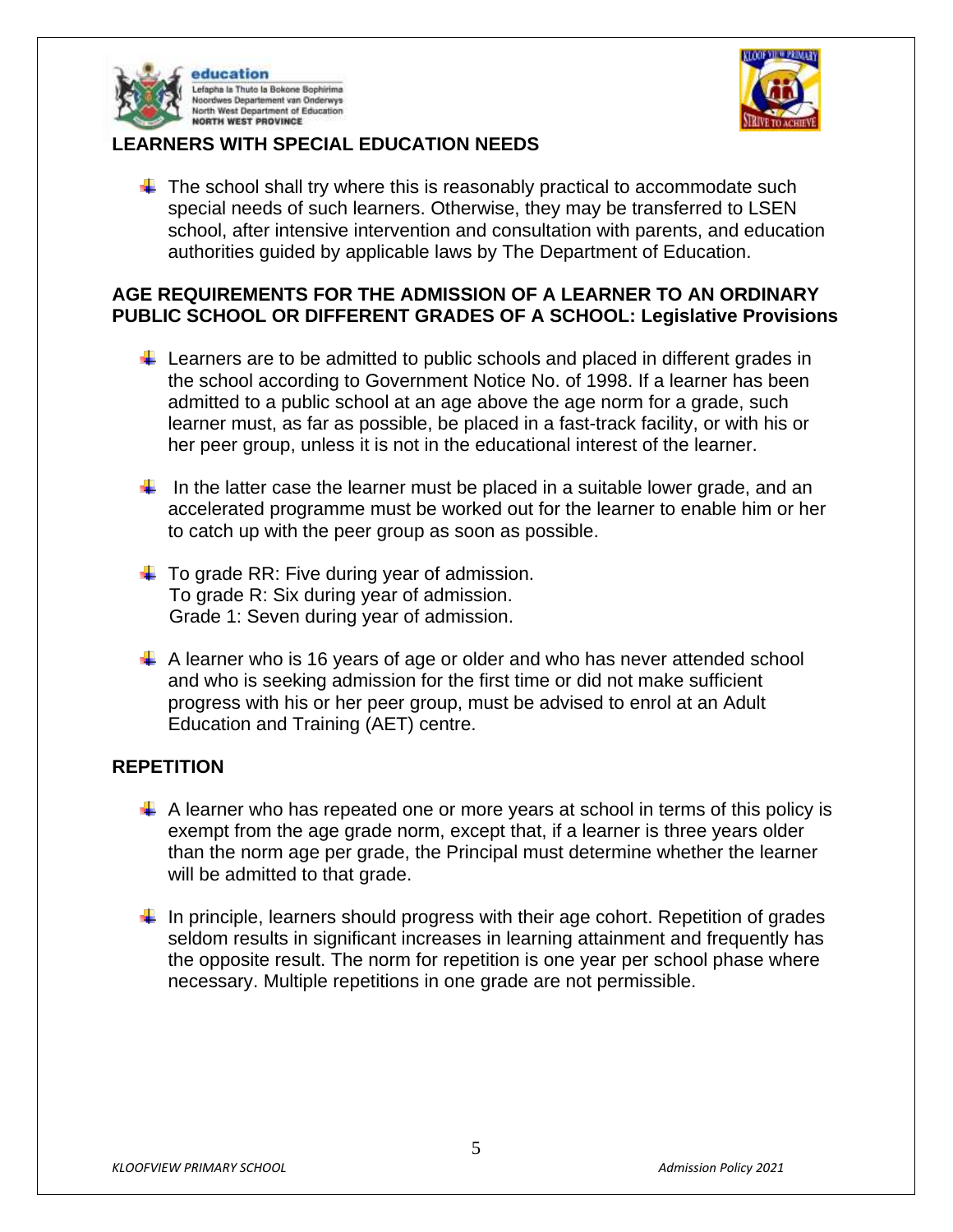## LEARNERS WITH SPECIAL EDUCATION NEEDS

- The school shall try where this is reasonably practical to accommodate such special needs of such learners. Otherwise, they may be transferred to LSEN school, after intensive intervention and consultation with parents, and education authorities guided by applicable laws by The Department of Education.

## AGE REQUIREMENTS FOR THE ADMISSION OF A LEARNER TO AN ORDINARY PUBLIC SCHOOL OR DIFFERENT GRADES OF A SCHOOL: Legislative Provisions

- Learners are to be admitted to public schools and placed in different grades in the school according to Government Notice No. of 1998. If a learner has been admitted to a public school at an age above the age norm for a grade, such learner must, as far as possible, be placed in a fast-track facility, or with his or her peer group, unless it is not in the educational interest of the learner.

- In the latter case the learner must be placed in a suitable lower grade, and an accelerated programme must be worked out for the learner to enable him or her to catch up with the peer group as soon as possible.

- To grade RR: Five during year of admission.
  To grade R: Six during year of admission.
  Grade 1: Seven during year of admission.

- A learner who is 16 years of age or older and who has never attended school and who is seeking admission for the first time or did not make sufficient progress with his or her peer group, must be advised to enrol at an Adult Education and Training (AET) centre.

## REPETITION

- A learner who has repeated one or more years at school in terms of this policy is exempt from the age grade norm, except that, if a learner is three years older than the norm age per grade, the Principal must determine whether the learner will be admitted to that grade.

- In principle, learners should progress with their age cohort. Repetition of grades seldom results in significant increases in learning attainment and frequently has the opposite result. The norm for repetition is one year per school phase where necessary. Multiple repetitions in one grade are not permissible.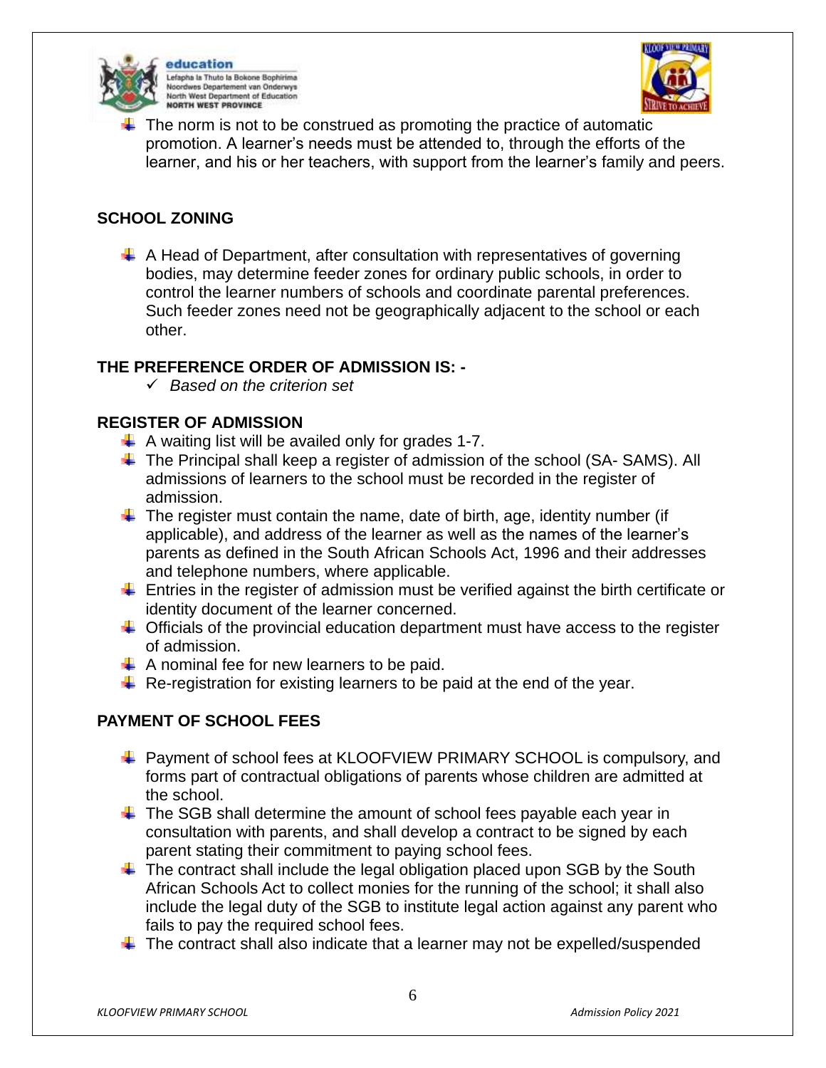- The norm is not to be construed as promoting the practice of automatic promotion. A learner's needs must be attended to, through the efforts of the learner, and his or her teachers, with support from the learner's family and peers.

## SCHOOL ZONING

- A Head of Department, after consultation with representatives of governing bodies, may determine feeder zones for ordinary public schools, in order to control the learner numbers of schools and coordinate parental preferences. Such feeder zones need not be geographically adjacent to the school or each other.

## THE PREFERENCE ORDER OF ADMISSION IS: -

- ✓ *Based on the criterion set*

## REGISTER OF ADMISSION

- A waiting list will be availed only for grades 1-7.
- The Principal shall keep a register of admission of the school (SA- SAMS). All admissions of learners to the school must be recorded in the register of admission.
- The register must contain the name, date of birth, age, identity number (if applicable), and address of the learner as well as the names of the learner's parents as defined in the South African Schools Act, 1996 and their addresses and telephone numbers, where applicable.
- Entries in the register of admission must be verified against the birth certificate or identity document of the learner concerned.
- Officials of the provincial education department must have access to the register of admission.
- A nominal fee for new learners to be paid.
- Re-registration for existing learners to be paid at the end of the year.

## PAYMENT OF SCHOOL FEES

- Payment of school fees at KLOOFVIEW PRIMARY SCHOOL is compulsory, and forms part of contractual obligations of parents whose children are admitted at the school.
- The SGB shall determine the amount of school fees payable each year in consultation with parents, and shall develop a contract to be signed by each parent stating their commitment to paying school fees.
- The contract shall include the legal obligation placed upon SGB by the South African Schools Act to collect monies for the running of the school; it shall also include the legal duty of the SGB to institute legal action against any parent who fails to pay the required school fees.
- The contract shall also indicate that a learner may not be expelled/suspended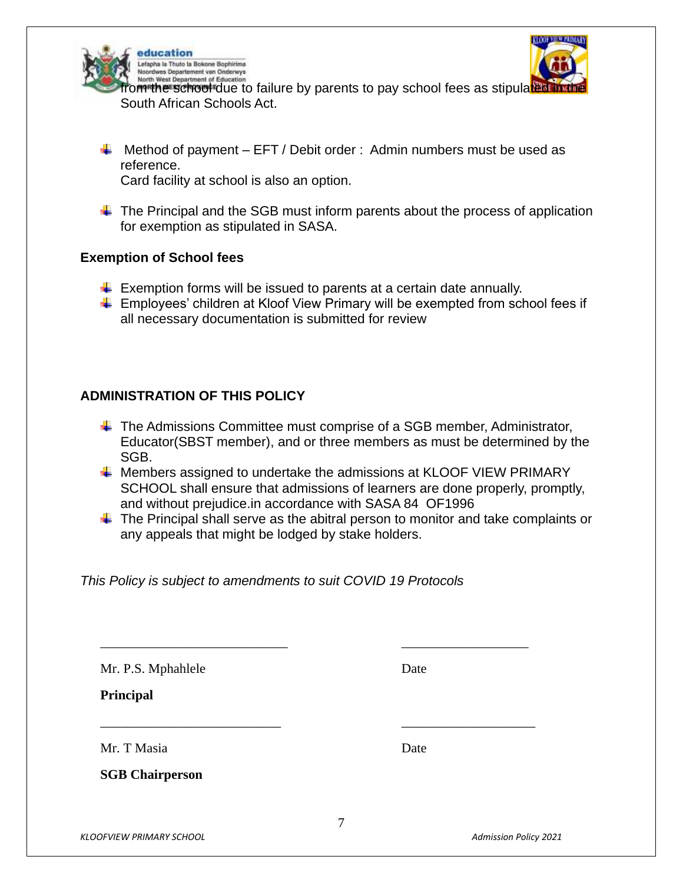from the school due to failure by parents to pay school fees as stipulated in the South African Schools Act.

- Method of payment – EFT / Debit order : Admin numbers must be used as reference.
  Card facility at school is also an option.

- The Principal and the SGB must inform parents about the process of application for exemption as stipulated in SASA.

**Exemption of School fees**

- Exemption forms will be issued to parents at a certain date annually.
- Employees' children at Kloof View Primary will be exempted from school fees if all necessary documentation is submitted for review

**ADMINISTRATION OF THIS POLICY**

- The Admissions Committee must comprise of a SGB member, Administrator, Educator(SBST member), and or three members as must be determined by the SGB.
- Members assigned to undertake the admissions at KLOOF VIEW PRIMARY SCHOOL shall ensure that admissions of learners are done properly, promptly, and without prejudice.in accordance with SASA 84 OF1996
- The Principal shall serve as the abitral person to monitor and take complaints or any appeals that might be lodged by stake holders.

*This Policy is subject to amendments to suit COVID 19 Protocols*

\_\_\_\_\_\_\_\_\_\_\_\_\_\_\_\_\_\_\_\_\_\_\_\_\_\_\_ \_\_\_\_\_\_\_\_\_\_\_\_\_\_\_\_\_\_\_

Mr. P.S. Mphahlele Date

**Principal**

\_\_\_\_\_\_\_\_\_\_\_\_\_\_\_\_\_\_\_\_\_\_\_\_\_\_\_ \_\_\_\_\_\_\_\_\_\_\_\_\_\_\_\_\_\_\_

Mr. T Masia Date

**SGB Chairperson**